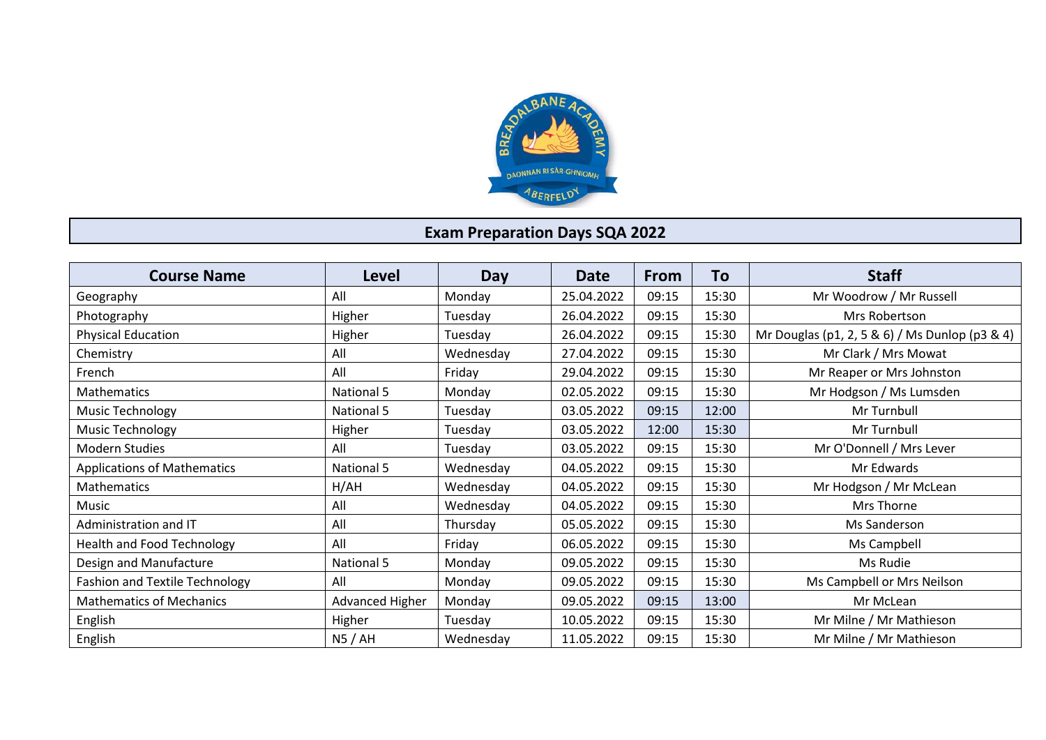# Exam Preparation Days SQA 2022

| Course Name | Level | Day | Date | From | To | Staff |
|---|---|---|---|---|---|---|
| Geography | All | Monday | 25.04.2022 | 09:15 | 15:30 | Mr Woodrow / Mr Russell |
| Photography | Higher | Tuesday | 26.04.2022 | 09:15 | 15:30 | Mrs Robertson |
| Physical Education | Higher | Tuesday | 26.04.2022 | 09:15 | 15:30 | Mr Douglas (p1, 2, 5 & 6) / Ms Dunlop (p3 & 4) |
| Chemistry | All | Wednesday | 27.04.2022 | 09:15 | 15:30 | Mr Clark / Mrs Mowat |
| French | All | Friday | 29.04.2022 | 09:15 | 15:30 | Mr Reaper or Mrs Johnston |
| Mathematics | National 5 | Monday | 02.05.2022 | 09:15 | 15:30 | Mr Hodgson / Ms Lumsden |
| Music Technology | National 5 | Tuesday | 03.05.2022 | 09:15 | 12:00 | Mr Turnbull |
| Music Technology | Higher | Tuesday | 03.05.2022 | 12:00 | 15:30 | Mr Turnbull |
| Modern Studies | All | Tuesday | 03.05.2022 | 09:15 | 15:30 | Mr O'Donnell / Mrs Lever |
| Applications of Mathematics | National 5 | Wednesday | 04.05.2022 | 09:15 | 15:30 | Mr Edwards |
| Mathematics | H/AH | Wednesday | 04.05.2022 | 09:15 | 15:30 | Mr Hodgson / Mr McLean |
| Music | All | Wednesday | 04.05.2022 | 09:15 | 15:30 | Mrs Thorne |
| Administration and IT | All | Thursday | 05.05.2022 | 09:15 | 15:30 | Ms Sanderson |
| Health and Food Technology | All | Friday | 06.05.2022 | 09:15 | 15:30 | Ms Campbell |
| Design and Manufacture | National 5 | Monday | 09.05.2022 | 09:15 | 15:30 | Ms Rudie |
| Fashion and Textile Technology | All | Monday | 09.05.2022 | 09:15 | 15:30 | Ms Campbell or Mrs Neilson |
| Mathematics of Mechanics | Advanced Higher | Monday | 09.05.2022 | 09:15 | 13:00 | Mr McLean |
| English | Higher | Tuesday | 10.05.2022 | 09:15 | 15:30 | Mr Milne / Mr Mathieson |
| English | N5 / AH | Wednesday | 11.05.2022 | 09:15 | 15:30 | Mr Milne / Mr Mathieson |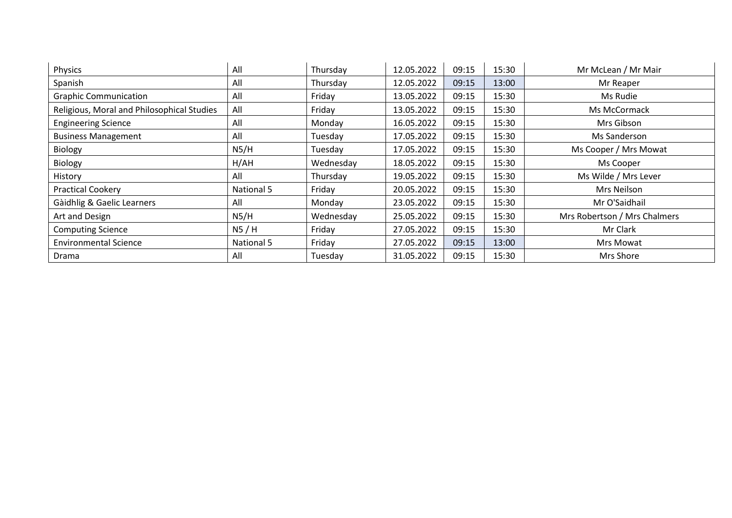| | | | | | | |
|---|---|---|---|---|---|---|
| Physics | All | Thursday | 12.05.2022 | 09:15 | 15:30 | Mr McLean / Mr Mair |
| Spanish | All | Thursday | 12.05.2022 | 09:15 | 13:00 | Mr Reaper |
| Graphic Communication | All | Friday | 13.05.2022 | 09:15 | 15:30 | Ms Rudie |
| Religious, Moral and Philosophical Studies | All | Friday | 13.05.2022 | 09:15 | 15:30 | Ms McCormack |
| Engineering Science | All | Monday | 16.05.2022 | 09:15 | 15:30 | Mrs Gibson |
| Business Management | All | Tuesday | 17.05.2022 | 09:15 | 15:30 | Ms Sanderson |
| Biology | N5/H | Tuesday | 17.05.2022 | 09:15 | 15:30 | Ms Cooper / Mrs Mowat |
| Biology | H/AH | Wednesday | 18.05.2022 | 09:15 | 15:30 | Ms Cooper |
| History | All | Thursday | 19.05.2022 | 09:15 | 15:30 | Ms Wilde / Mrs Lever |
| Practical Cookery | National 5 | Friday | 20.05.2022 | 09:15 | 15:30 | Mrs Neilson |
| Gàidhlig & Gaelic Learners | All | Monday | 23.05.2022 | 09:15 | 15:30 | Mr O'Saidhail |
| Art and Design | N5/H | Wednesday | 25.05.2022 | 09:15 | 15:30 | Mrs Robertson / Mrs Chalmers |
| Computing Science | N5 / H | Friday | 27.05.2022 | 09:15 | 15:30 | Mr Clark |
| Environmental Science | National 5 | Friday | 27.05.2022 | 09:15 | 13:00 | Mrs Mowat |
| Drama | All | Tuesday | 31.05.2022 | 09:15 | 15:30 | Mrs Shore |